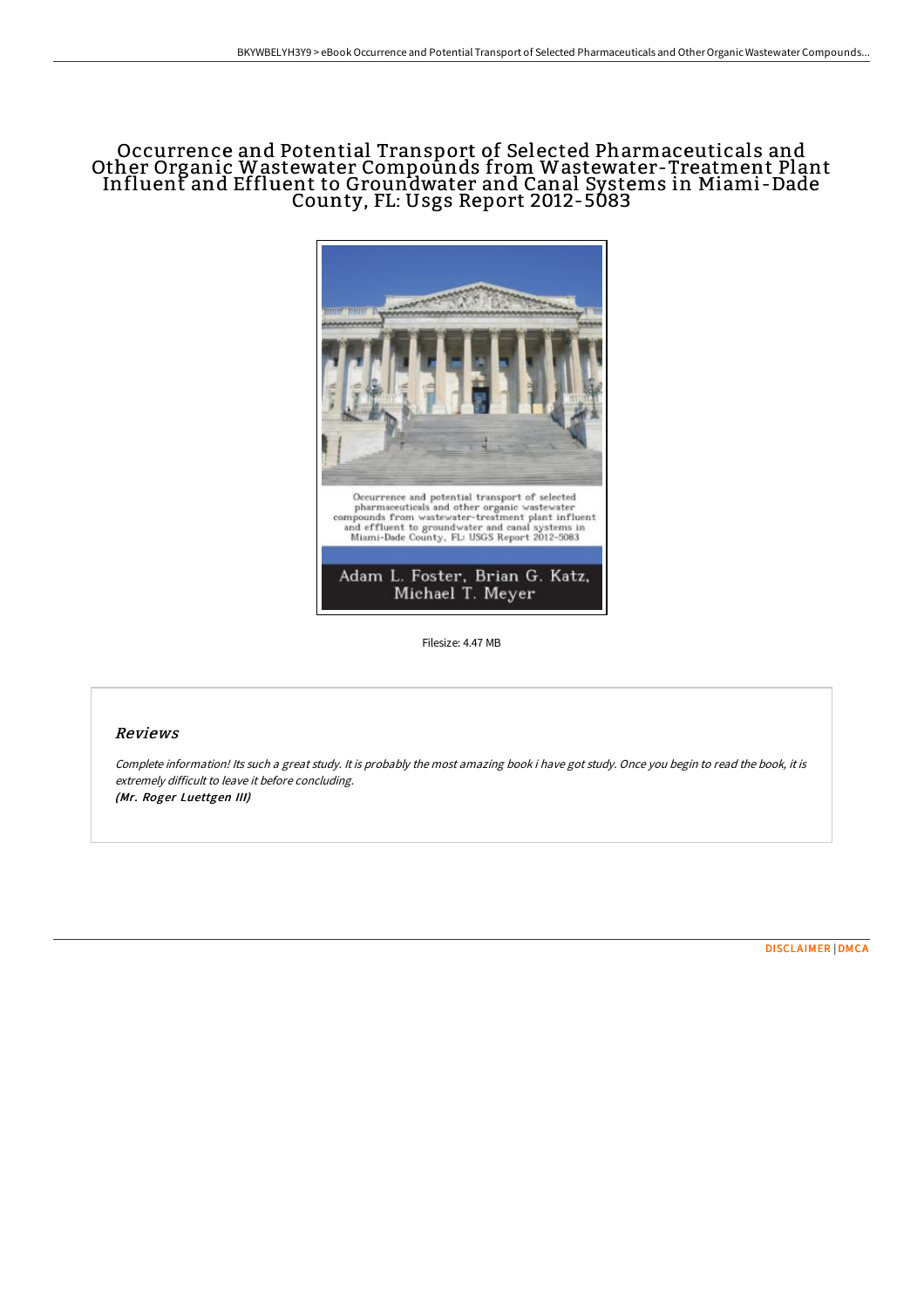# Occurrence and Potential Transport of Selected Pharmaceuticals and Other Organic Wastewater Compounds from Wastewater-Treatment Plant Influent and Effluent to Groundwater and Canal Systems in Miami-Dade County, FL: Usgs Report 2012-5083

Filesize: 4.47 MB

## Reviews

*Complete information! Its such a great study. It is probably the most amazing book i have got study. Once you begin to read the book, it is extremely difficult to leave it before concluding.*
***(Mr. Roger Luettgen III)***

DISCLAIMER | DMCA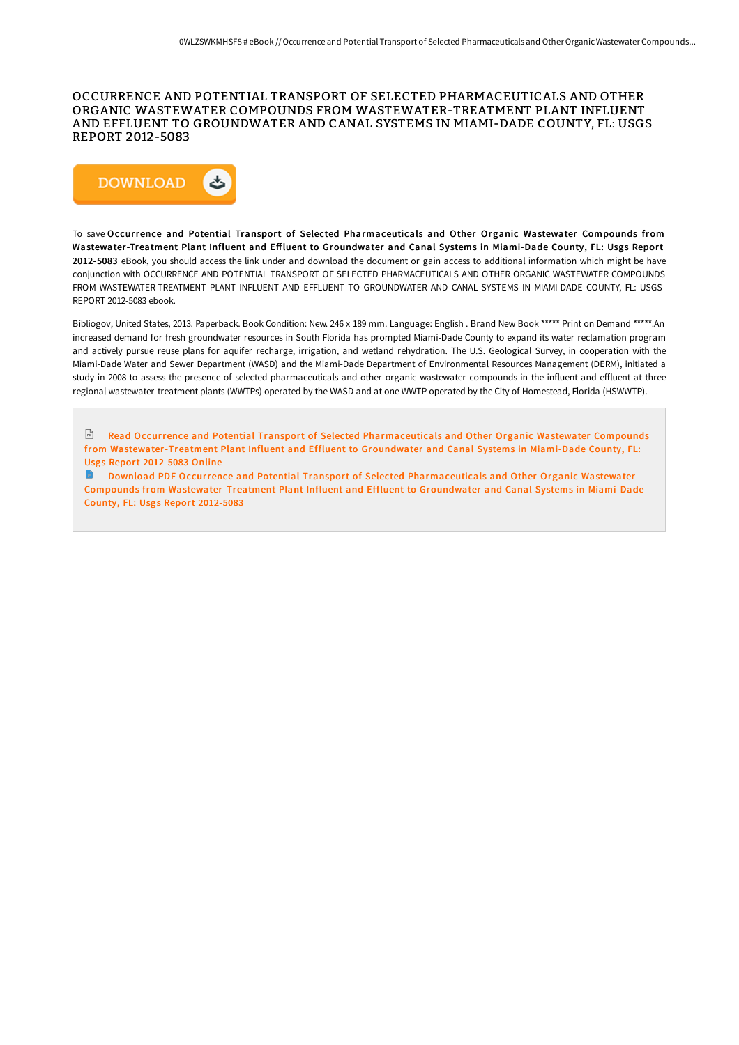# OCCURRENCE AND POTENTIAL TRANSPORT OF SELECTED PHARMACEUTICALS AND OTHER ORGANIC WASTEWATER COMPOUNDS FROM WASTEWATER-TREATMENT PLANT INFLUENT AND EFFLUENT TO GROUNDWATER AND CANAL SYSTEMS IN MIAMI-DADE COUNTY, FL: USGS REPORT 2012-5083

DOWNLOAD

To save **Occurrence and Potential Transport of Selected Pharmaceuticals and Other Organic Wastewater Compounds from Wastewater-Treatment Plant Influent and Effluent to Groundwater and Canal Systems in Miami-Dade County, FL: Usgs Report 2012-5083** eBook, you should access the link under and download the document or gain access to additional information which might be have conjunction with OCCURRENCE AND POTENTIAL TRANSPORT OF SELECTED PHARMACEUTICALS AND OTHER ORGANIC WASTEWATER COMPOUNDS FROM WASTEWATER-TREATMENT PLANT INFLUENT AND EFFLUENT TO GROUNDWATER AND CANAL SYSTEMS IN MIAMI-DADE COUNTY, FL: USGS REPORT 2012-5083 ebook.

Bibliogov, United States, 2013. Paperback. Book Condition: New. 246 x 189 mm. Language: English . Brand New Book ***** Print on Demand *****.An increased demand for fresh groundwater resources in South Florida has prompted Miami-Dade County to expand its water reclamation program and actively pursue reuse plans for aquifer recharge, irrigation, and wetland rehydration. The U.S. Geological Survey, in cooperation with the Miami-Dade Water and Sewer Department (WASD) and the Miami-Dade Department of Environmental Resources Management (DERM), initiated a study in 2008 to assess the presence of selected pharmaceuticals and other organic wastewater compounds in the influent and effluent at three regional wastewater-treatment plants (WWTPs) operated by the WASD and at one WWTP operated by the City of Homestead, Florida (HSWWTP).

Read Occurrence and Potential Transport of Selected Pharmaceuticals and Other Organic Wastewater Compounds from Wastewater-Treatment Plant Influent and Effluent to Groundwater and Canal Systems in Miami-Dade County, FL: Usgs Report 2012-5083 Online

Download PDF Occurrence and Potential Transport of Selected Pharmaceuticals and Other Organic Wastewater Compounds from Wastewater-Treatment Plant Influent and Effluent to Groundwater and Canal Systems in Miami-Dade County, FL: Usgs Report 2012-5083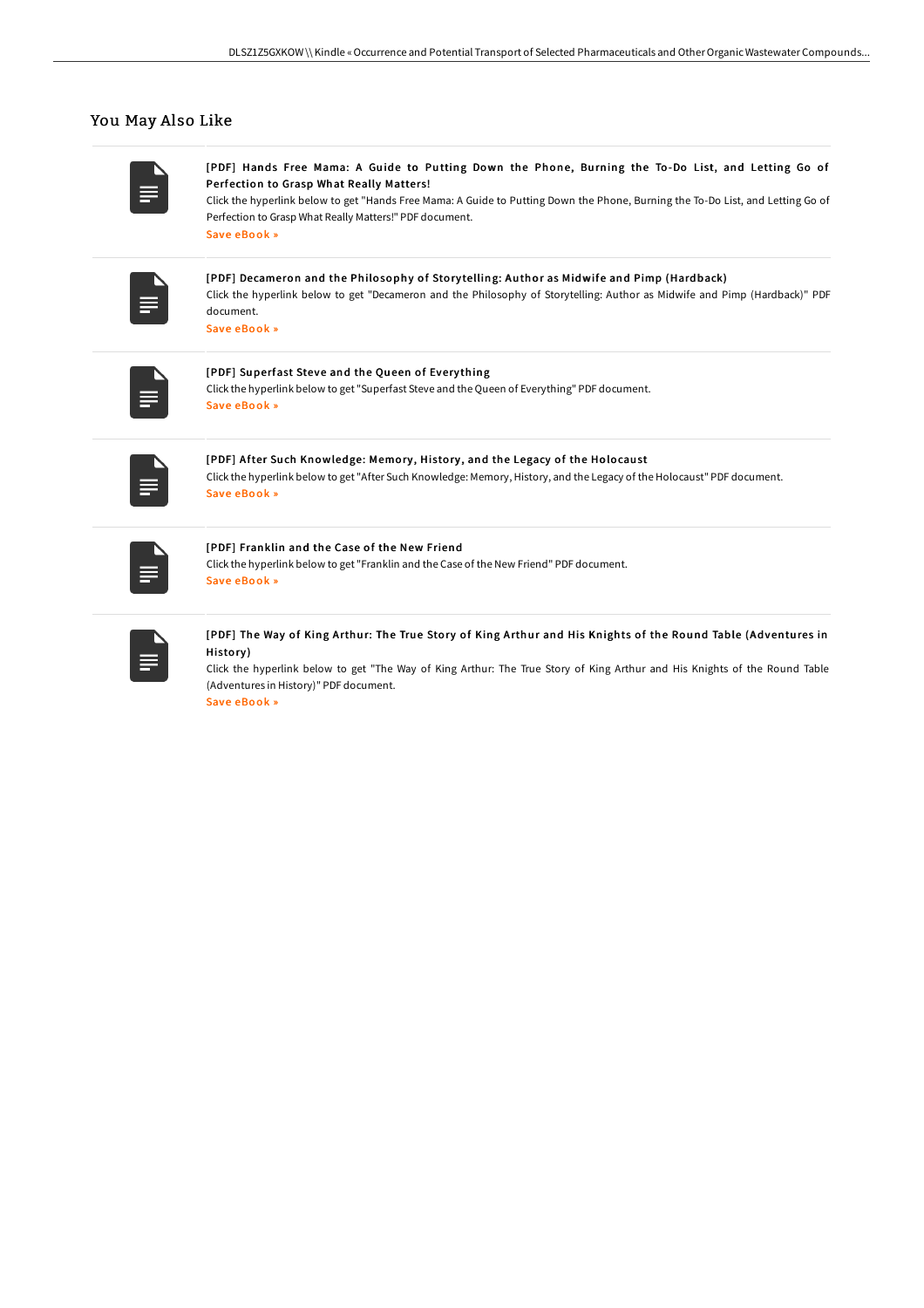## You May Also Like

**[PDF] Hands Free Mama: A Guide to Putting Down the Phone, Burning the To-Do List, and Letting Go of Perfection to Grasp What Really Matters!**

Click the hyperlink below to get "Hands Free Mama: A Guide to Putting Down the Phone, Burning the To-Do List, and Letting Go of Perfection to Grasp What Really Matters!" PDF document.

Save eBook »

**[PDF] Decameron and the Philosophy of Storytelling: Author as Midwife and Pimp (Hardback)**

Click the hyperlink below to get "Decameron and the Philosophy of Storytelling: Author as Midwife and Pimp (Hardback)" PDF document.

Save eBook »

**[PDF] Superfast Steve and the Queen of Everything**

Click the hyperlink below to get "Superfast Steve and the Queen of Everything" PDF document.

Save eBook »

**[PDF] After Such Knowledge: Memory, History, and the Legacy of the Holocaust**

Click the hyperlink below to get "After Such Knowledge: Memory, History, and the Legacy of the Holocaust" PDF document.

Save eBook »

**[PDF] Franklin and the Case of the New Friend**

Click the hyperlink below to get "Franklin and the Case of the New Friend" PDF document.

Save eBook »

**[PDF] The Way of King Arthur: The True Story of King Arthur and His Knights of the Round Table (Adventures in History)**

Click the hyperlink below to get "The Way of King Arthur: The True Story of King Arthur and His Knights of the Round Table (Adventures in History)" PDF document.

Save eBook »